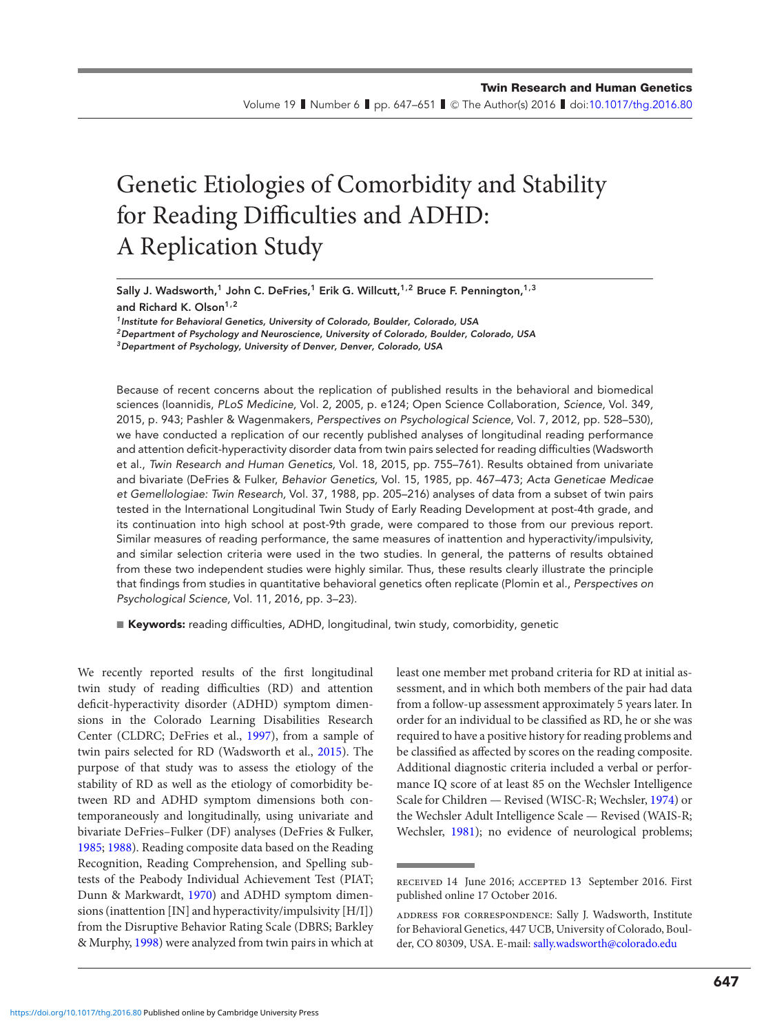# Genetic Etiologies of Comorbidity and Stability for Reading Difficulties and ADHD: A Replication Study

**Sally J. Wadsworth,[1] John C. DeFries,[1] Erik G. Willcutt,[1,2] Bruce F. Pennington,[1,3] and Richard K. Olson[1,2]**

[1] *Institute for Behavioral Genetics, University of Colorado, Boulder, Colorado, USA*
[2] *Department of Psychology and Neuroscience, University of Colorado, Boulder, Colorado, USA*
[3] *Department of Psychology, University of Denver, Denver, Colorado, USA*

Because of recent concerns about the replication of published results in the behavioral and biomedical sciences (Ioannidis, *PLoS Medicine,* Vol. 2, 2005, p. e124; Open Science Collaboration, *Science,* Vol. 349, 2015, p. 943; Pashler & Wagenmakers, *Perspectives on Psychological Science,* Vol. 7, 2012, pp. 528–530), we have conducted a replication of our recently published analyses of longitudinal reading performance and attention deficit-hyperactivity disorder data from twin pairs selected for reading difficulties (Wadsworth et al., *Twin Research and Human Genetics,* Vol. 18, 2015, pp. 755–761). Results obtained from univariate and bivariate (DeFries & Fulker, *Behavior Genetics,* Vol. 15, 1985, pp. 467–473; *Acta Geneticae Medicae et Gemellologiae: Twin Research,* Vol. 37, 1988, pp. 205–216) analyses of data from a subset of twin pairs tested in the International Longitudinal Twin Study of Early Reading Development at post-4th grade, and its continuation into high school at post-9th grade, were compared to those from our previous report. Similar measures of reading performance, the same measures of inattention and hyperactivity/impulsivity, and similar selection criteria were used in the two studies. In general, the patterns of results obtained from these two independent studies were highly similar. Thus, these results clearly illustrate the principle that findings from studies in quantitative behavioral genetics often replicate (Plomin et al., *Perspectives on Psychological Science,* Vol. 11, 2016, pp. 3–23).

■ **Keywords:** reading difficulties, ADHD, longitudinal, twin study, comorbidity, genetic

We recently reported results of the first longitudinal twin study of reading difficulties (RD) and attention deficit-hyperactivity disorder (ADHD) symptom dimensions in the Colorado Learning Disabilities Research Center (CLDRC; DeFries et al., 1997), from a sample of twin pairs selected for RD (Wadsworth et al., 2015). The purpose of that study was to assess the etiology of the stability of RD as well as the etiology of comorbidity between RD and ADHD symptom dimensions both contemporaneously and longitudinally, using univariate and bivariate DeFries–Fulker (DF) analyses (DeFries & Fulker, 1985; 1988). Reading composite data based on the Reading Recognition, Reading Comprehension, and Spelling subtests of the Peabody Individual Achievement Test (PIAT; Dunn & Markwardt, 1970) and ADHD symptom dimensions (inattention [IN] and hyperactivity/impulsivity [H/I]) from the Disruptive Behavior Rating Scale (DBRS; Barkley & Murphy, 1998) were analyzed from twin pairs in which at least one member met proband criteria for RD at initial assessment, and in which both members of the pair had data from a follow-up assessment approximately 5 years later. In order for an individual to be classified as RD, he or she was required to have a positive history for reading problems and be classified as affected by scores on the reading composite. Additional diagnostic criteria included a verbal or performance IQ score of at least 85 on the Wechsler Intelligence Scale for Children — Revised (WISC-R; Wechsler, 1974) or the Wechsler Adult Intelligence Scale — Revised (WAIS-R; Wechsler, 1981); no evidence of neurological problems;

RECEIVED 14 June 2016; ACCEPTED 13 September 2016. First published online 17 October 2016.

ADDRESS FOR CORRESPONDENCE: Sally J. Wadsworth, Institute for Behavioral Genetics, 447 UCB, University of Colorado, Boulder, CO 80309, USA. E-mail: sally.wadsworth@colorado.edu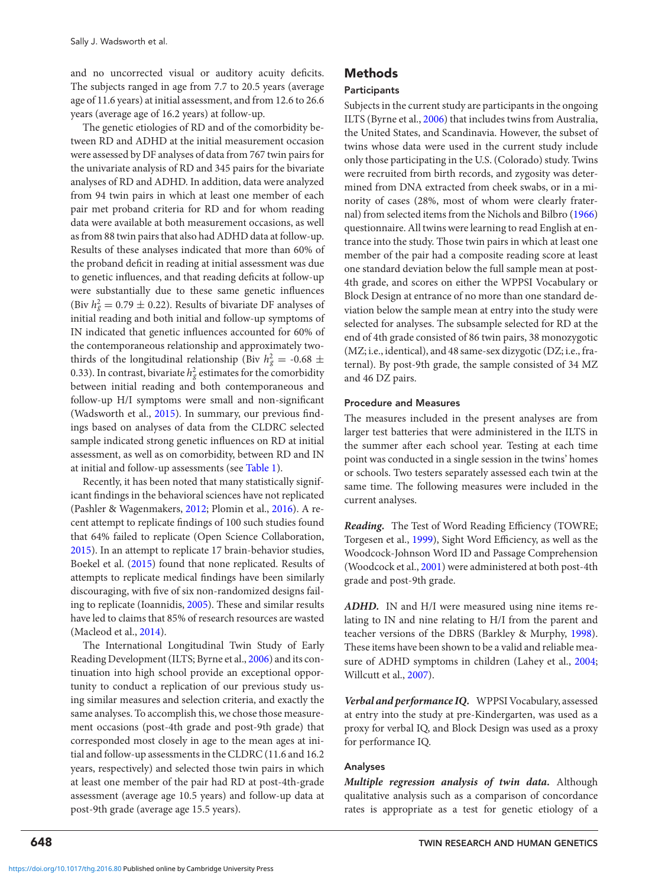and no uncorrected visual or auditory acuity deficits. The subjects ranged in age from 7.7 to 20.5 years (average age of 11.6 years) at initial assessment, and from 12.6 to 26.6 years (average age of 16.2 years) at follow-up.

The genetic etiologies of RD and of the comorbidity between RD and ADHD at the initial measurement occasion were assessed by DF analyses of data from 767 twin pairs for the univariate analysis of RD and 345 pairs for the bivariate analyses of RD and ADHD. In addition, data were analyzed from 94 twin pairs in which at least one member of each pair met proband criteria for RD and for whom reading data were available at both measurement occasions, as well as from 88 twin pairs that also had ADHD data at follow-up. Results of these analyses indicated that more than 60% of the proband deficit in reading at initial assessment was due to genetic influences, and that reading deficits at follow-up were substantially due to these same genetic influences (Biv $h_g^2 = 0.79 \pm 0.22$). Results of bivariate DF analyses of initial reading and both initial and follow-up symptoms of IN indicated that genetic influences accounted for 60% of the contemporaneous relationship and approximately two-thirds of the longitudinal relationship (Biv $h_g^2$ = -0.68 $\pm$ 0.33). In contrast, bivariate $h_g^2$ estimates for the comorbidity between initial reading and both contemporaneous and follow-up H/I symptoms were small and non-significant (Wadsworth et al., 2015). In summary, our previous findings based on analyses of data from the CLDRC selected sample indicated strong genetic influences on RD at initial assessment, as well as on comorbidity, between RD and IN at initial and follow-up assessments (see Table 1).

Recently, it has been noted that many statistically significant findings in the behavioral sciences have not replicated (Pashler & Wagenmakers, 2012; Plomin et al., 2016). A recent attempt to replicate findings of 100 such studies found that 64% failed to replicate (Open Science Collaboration, 2015). In an attempt to replicate 17 brain-behavior studies, Boekel et al. (2015) found that none replicated. Results of attempts to replicate medical findings have been similarly discouraging, with five of six non-randomized designs failing to replicate (Ioannidis, 2005). These and similar results have led to claims that 85% of research resources are wasted (Macleod et al., 2014).

The International Longitudinal Twin Study of Early Reading Development (ILTS; Byrne et al., 2006) and its continuation into high school provide an exceptional opportunity to conduct a replication of our previous study using similar measures and selection criteria, and exactly the same analyses. To accomplish this, we chose those measurement occasions (post-4th grade and post-9th grade) that corresponded most closely in age to the mean ages at initial and follow-up assessments in the CLDRC (11.6 and 16.2 years, respectively) and selected those twin pairs in which at least one member of the pair had RD at post-4th-grade assessment (average age 10.5 years) and follow-up data at post-9th grade (average age 15.5 years).

## Methods

### Participants

Subjects in the current study are participants in the ongoing ILTS (Byrne et al., 2006) that includes twins from Australia, the United States, and Scandinavia. However, the subset of twins whose data were used in the current study include only those participating in the U.S. (Colorado) study. Twins were recruited from birth records, and zygosity was determined from DNA extracted from cheek swabs, or in a minority of cases (28%, most of whom were clearly fraternal) from selected items from the Nichols and Bilbro (1966) questionnaire. All twins were learning to read English at entrance into the study. Those twin pairs in which at least one member of the pair had a composite reading score at least one standard deviation below the full sample mean at post-4th grade, and scores on either the WPPSI Vocabulary or Block Design at entrance of no more than one standard deviation below the sample mean at entry into the study were selected for analyses. The subsample selected for RD at the end of 4th grade consisted of 86 twin pairs, 38 monozygotic (MZ; i.e., identical), and 48 same-sex dizygotic (DZ; i.e., fraternal). By post-9th grade, the sample consisted of 34 MZ and 46 DZ pairs.

### Procedure and Measures

The measures included in the present analyses are from larger test batteries that were administered in the ILTS in the summer after each school year. Testing at each time point was conducted in a single session in the twins' homes or schools. Two testers separately assessed each twin at the same time. The following measures were included in the current analyses.

***Reading.*** The Test of Word Reading Efficiency (TOWRE; Torgesen et al., 1999), Sight Word Efficiency, as well as the Woodcock-Johnson Word ID and Passage Comprehension (Woodcock et al., 2001) were administered at both post-4th grade and post-9th grade.

***ADHD.*** IN and H/I were measured using nine items relating to IN and nine relating to H/I from the parent and teacher versions of the DBRS (Barkley & Murphy, 1998). These items have been shown to be a valid and reliable measure of ADHD symptoms in children (Lahey et al., 2004; Willcutt et al., 2007).

***Verbal and performance IQ.*** WPPSI Vocabulary, assessed at entry into the study at pre-Kindergarten, was used as a proxy for verbal IQ, and Block Design was used as a proxy for performance IQ.

### Analyses

***Multiple regression analysis of twin data.*** Although qualitative analysis such as a comparison of concordance rates is appropriate as a test for genetic etiology of a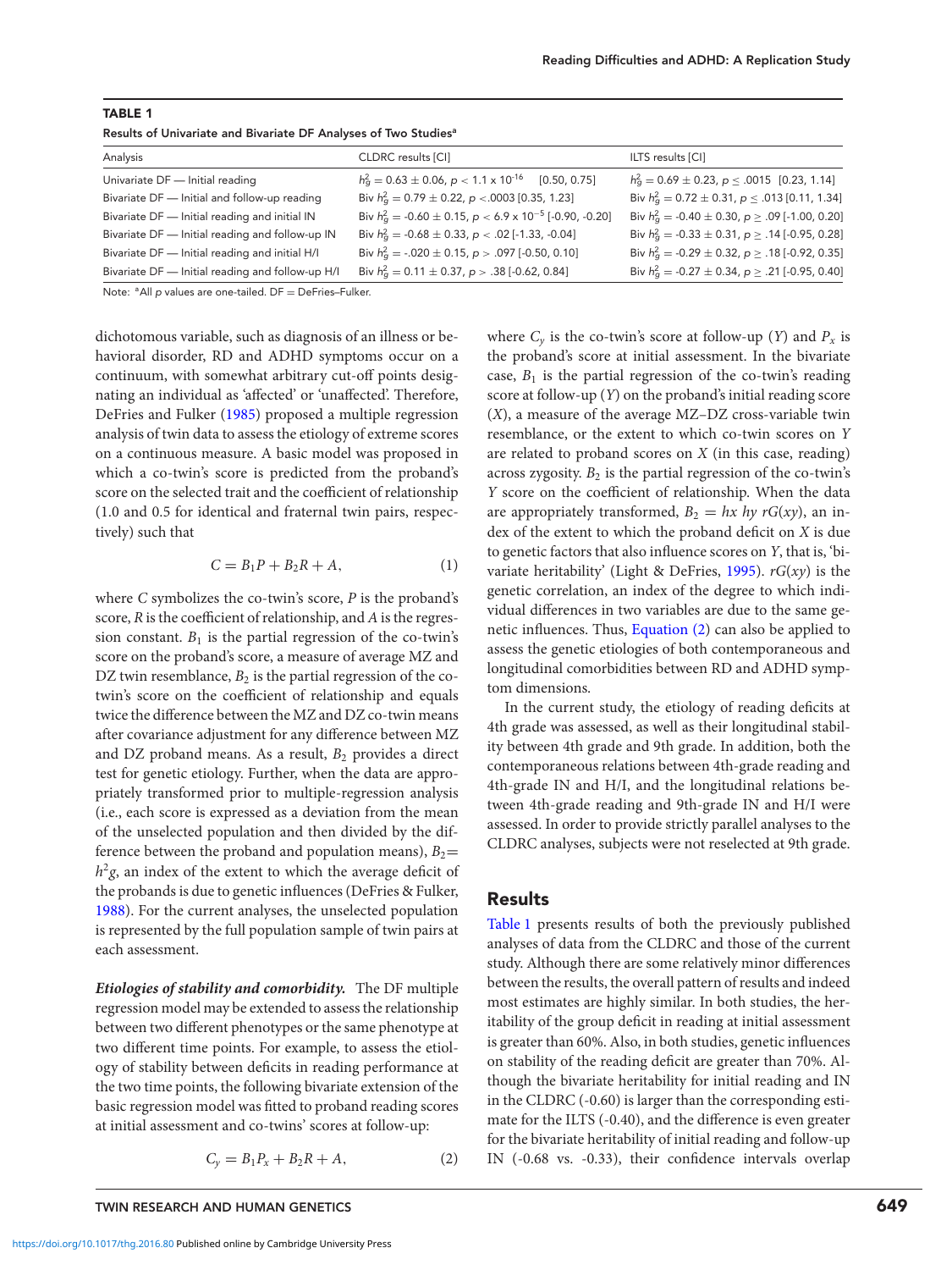**TABLE 1**

Results of Univariate and Bivariate DF Analyses of Two Studies[a]

| Analysis | CLDRC results [CI] | ILTS results [CI] |
|---|---|---|
| Univariate DF — Initial reading | $h^2_g = 0.63 \pm 0.06$, $p < 1.1 \times 10^{-16}$ [0.50, 0.75] | $h^2_g = 0.69 \pm 0.23$, $p \leq .0015$ [0.23, 1.14] |
| Bivariate DF — Initial and follow-up reading | Biv $h^2_g = 0.79 \pm 0.22$, $p < .0003$ [0.35, 1.23] | Biv $h^2_g = 0.72 \pm 0.31$, $p \leq .013$ [0.11, 1.34] |
| Bivariate DF — Initial reading and initial IN | Biv $h^2_g = -0.60 \pm 0.15$, $p < 6.9 \times 10^{-5}$ [-0.90, -0.20] | Biv $h^2_g = -0.40 \pm 0.30$, $p \geq .09$ [-1.00, 0.20] |
| Bivariate DF — Initial reading and follow-up IN | Biv $h^2_g = -0.68 \pm 0.33$, $p < .02$ [-1.33, -0.04] | Biv $h^2_g = -0.33 \pm 0.31$, $p \geq .14$ [-0.95, 0.28] |
| Bivariate DF — Initial reading and initial H/I | Biv $h^2_g = -.020 \pm 0.15$, $p > .097$ [-0.50, 0.10] | Biv $h^2_g = -0.29 \pm 0.32$, $p \geq .18$ [-0.92, 0.35] |
| Bivariate DF — Initial reading and follow-up H/I | Biv $h^2_g = 0.11 \pm 0.37$, $p > .38$ [-0.62, 0.84] | Biv $h^2_g = -0.27 \pm 0.34$, $p \geq .21$ [-0.95, 0.40] |

Note: [a]All *p* values are one-tailed. DF = DeFries–Fulker.

dichotomous variable, such as diagnosis of an illness or behavioral disorder, RD and ADHD symptoms occur on a continuum, with somewhat arbitrary cut-off points designating an individual as 'affected' or 'unaffected'. Therefore, DeFries and Fulker (1985) proposed a multiple regression analysis of twin data to assess the etiology of extreme scores on a continuous measure. A basic model was proposed in which a co-twin's score is predicted from the proband's score on the selected trait and the coefficient of relationship (1.0 and 0.5 for identical and fraternal twin pairs, respectively) such that

$$C = B_1 P + B_2 R + A, \tag{1}$$

where $C$ symbolizes the co-twin's score, $P$ is the proband's score, $R$ is the coefficient of relationship, and $A$ is the regression constant. $B_1$ is the partial regression of the co-twin's score on the proband's score, a measure of average MZ and DZ twin resemblance, $B_2$ is the partial regression of the co-twin's score on the coefficient of relationship and equals twice the difference between the MZ and DZ co-twin means after covariance adjustment for any difference between MZ and DZ proband means. As a result, $B_2$ provides a direct test for genetic etiology. Further, when the data are appropriately transformed prior to multiple-regression analysis (i.e., each score is expressed as a deviation from the mean of the unselected population and then divided by the difference between the proband and population means), $B_2 = h^2g$, an index of the extent to which the average deficit of the probands is due to genetic influences (DeFries & Fulker, 1988). For the current analyses, the unselected population is represented by the full population sample of twin pairs at each assessment.

***Etiologies of stability and comorbidity.*** The DF multiple regression model may be extended to assess the relationship between two different phenotypes or the same phenotype at two different time points. For example, to assess the etiology of stability between deficits in reading performance at the two time points, the following bivariate extension of the basic regression model was fitted to proband reading scores at initial assessment and co-twins' scores at follow-up:

$$C_y = B_1 P_x + B_2 R + A, \tag{2}$$

where $C_y$ is the co-twin's score at follow-up ($Y$) and $P_x$ is the proband's score at initial assessment. In the bivariate case, $B_1$ is the partial regression of the co-twin's reading score at follow-up ($Y$) on the proband's initial reading score ($X$), a measure of the average MZ–DZ cross-variable twin resemblance, or the extent to which co-twin scores on $Y$ are related to proband scores on $X$ (in this case, reading) across zygosity. $B_2$ is the partial regression of the co-twin's $Y$ score on the coefficient of relationship. When the data are appropriately transformed, $B_2 = hx\ hy\ rG(xy)$, an index of the extent to which the proband deficit on $X$ is due to genetic factors that also influence scores on $Y$, that is, 'bivariate heritability' (Light & DeFries, 1995). $rG(xy)$ is the genetic correlation, an index of the degree to which individual differences in two variables are due to the same genetic influences. Thus, Equation (2) can also be applied to assess the genetic etiologies of both contemporaneous and longitudinal comorbidities between RD and ADHD symptom dimensions.

In the current study, the etiology of reading deficits at 4th grade was assessed, as well as their longitudinal stability between 4th grade and 9th grade. In addition, both the contemporaneous relations between 4th-grade reading and 4th-grade IN and H/I, and the longitudinal relations between 4th-grade reading and 9th-grade IN and H/I were assessed. In order to provide strictly parallel analyses to the CLDRC analyses, subjects were not reselected at 9th grade.

## Results

Table 1 presents results of both the previously published analyses of data from the CLDRC and those of the current study. Although there are some relatively minor differences between the results, the overall pattern of results and indeed most estimates are highly similar. In both studies, the heritability of the group deficit in reading at initial assessment is greater than 60%. Also, in both studies, genetic influences on stability of the reading deficit are greater than 70%. Although the bivariate heritability for initial reading and IN in the CLDRC (-0.60) is larger than the corresponding estimate for the ILTS (-0.40), and the difference is even greater for the bivariate heritability of initial reading and follow-up IN (-0.68 vs. -0.33), their confidence intervals overlap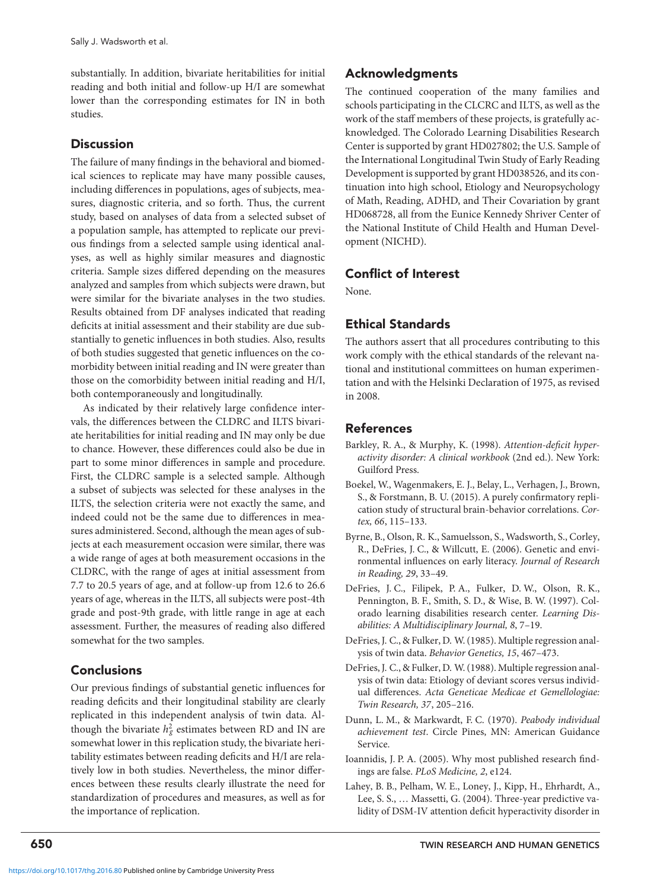substantially. In addition, bivariate heritabilities for initial reading and both initial and follow-up H/I are somewhat lower than the corresponding estimates for IN in both studies.

## Discussion

The failure of many findings in the behavioral and biomedical sciences to replicate may have many possible causes, including differences in populations, ages of subjects, measures, diagnostic criteria, and so forth. Thus, the current study, based on analyses of data from a selected subset of a population sample, has attempted to replicate our previous findings from a selected sample using identical analyses, as well as highly similar measures and diagnostic criteria. Sample sizes differed depending on the measures analyzed and samples from which subjects were drawn, but were similar for the bivariate analyses in the two studies. Results obtained from DF analyses indicated that reading deficits at initial assessment and their stability are due substantially to genetic influences in both studies. Also, results of both studies suggested that genetic influences on the comorbidity between initial reading and IN were greater than those on the comorbidity between initial reading and H/I, both contemporaneously and longitudinally.

As indicated by their relatively large confidence intervals, the differences between the CLDRC and ILTS bivariate heritabilities for initial reading and IN may only be due to chance. However, these differences could also be due in part to some minor differences in sample and procedure. First, the CLDRC sample is a selected sample. Although a subset of subjects was selected for these analyses in the ILTS, the selection criteria were not exactly the same, and indeed could not be the same due to differences in measures administered. Second, although the mean ages of subjects at each measurement occasion were similar, there was a wide range of ages at both measurement occasions in the CLDRC, with the range of ages at initial assessment from 7.7 to 20.5 years of age, and at follow-up from 12.6 to 26.6 years of age, whereas in the ILTS, all subjects were post-4th grade and post-9th grade, with little range in age at each assessment. Further, the measures of reading also differed somewhat for the two samples.

## Conclusions

Our previous findings of substantial genetic influences for reading deficits and their longitudinal stability are clearly replicated in this independent analysis of twin data. Although the bivariate $h_g^2$ estimates between RD and IN are somewhat lower in this replication study, the bivariate heritability estimates between reading deficits and H/I are relatively low in both studies. Nevertheless, the minor differences between these results clearly illustrate the need for standardization of procedures and measures, as well as for the importance of replication.

## Acknowledgments

The continued cooperation of the many families and schools participating in the CLCRC and ILTS, as well as the work of the staff members of these projects, is gratefully acknowledged. The Colorado Learning Disabilities Research Center is supported by grant HD027802; the U.S. Sample of the International Longitudinal Twin Study of Early Reading Development is supported by grant HD038526, and its continuation into high school, Etiology and Neuropsychology of Math, Reading, ADHD, and Their Covariation by grant HD068728, all from the Eunice Kennedy Shriver Center of the National Institute of Child Health and Human Development (NICHD).

## Conflict of Interest

None.

## Ethical Standards

The authors assert that all procedures contributing to this work comply with the ethical standards of the relevant national and institutional committees on human experimentation and with the Helsinki Declaration of 1975, as revised in 2008.

## References

Barkley, R. A., & Murphy, K. (1998). *Attention-deficit hyperactivity disorder: A clinical workbook* (2nd ed.). New York: Guilford Press.

Boekel, W., Wagenmakers, E. J., Belay, L., Verhagen, J., Brown, S., & Forstmann, B. U. (2015). A purely confirmatory replication study of structural brain-behavior correlations. *Cortex, 66*, 115–133.

Byrne, B., Olson, R. K., Samuelsson, S., Wadsworth, S., Corley, R., DeFries, J. C., & Willcutt, E. (2006). Genetic and environmental influences on early literacy. *Journal of Research in Reading, 29*, 33–49.

DeFries, J. C., Filipek, P. A., Fulker, D. W., Olson, R. K., Pennington, B. F., Smith, S. D., & Wise, B. W. (1997). Colorado learning disabilities research center. *Learning Disabilities: A Multidisciplinary Journal, 8*, 7–19.

DeFries, J. C., & Fulker, D. W. (1985). Multiple regression analysis of twin data. *Behavior Genetics, 15*, 467–473.

DeFries, J. C., & Fulker, D. W. (1988). Multiple regression analysis of twin data: Etiology of deviant scores versus individual differences. *Acta Geneticae Medicae et Gemellologiae: Twin Research, 37*, 205–216.

Dunn, L. M., & Markwardt, F. C. (1970). *Peabody individual achievement test*. Circle Pines, MN: American Guidance Service.

Ioannidis, J. P. A. (2005). Why most published research findings are false. *PLoS Medicine, 2*, e124.

Lahey, B. B., Pelham, W. E., Loney, J., Kipp, H., Ehrhardt, A., Lee, S. S., … Massetti, G. (2004). Three-year predictive validity of DSM-IV attention deficit hyperactivity disorder in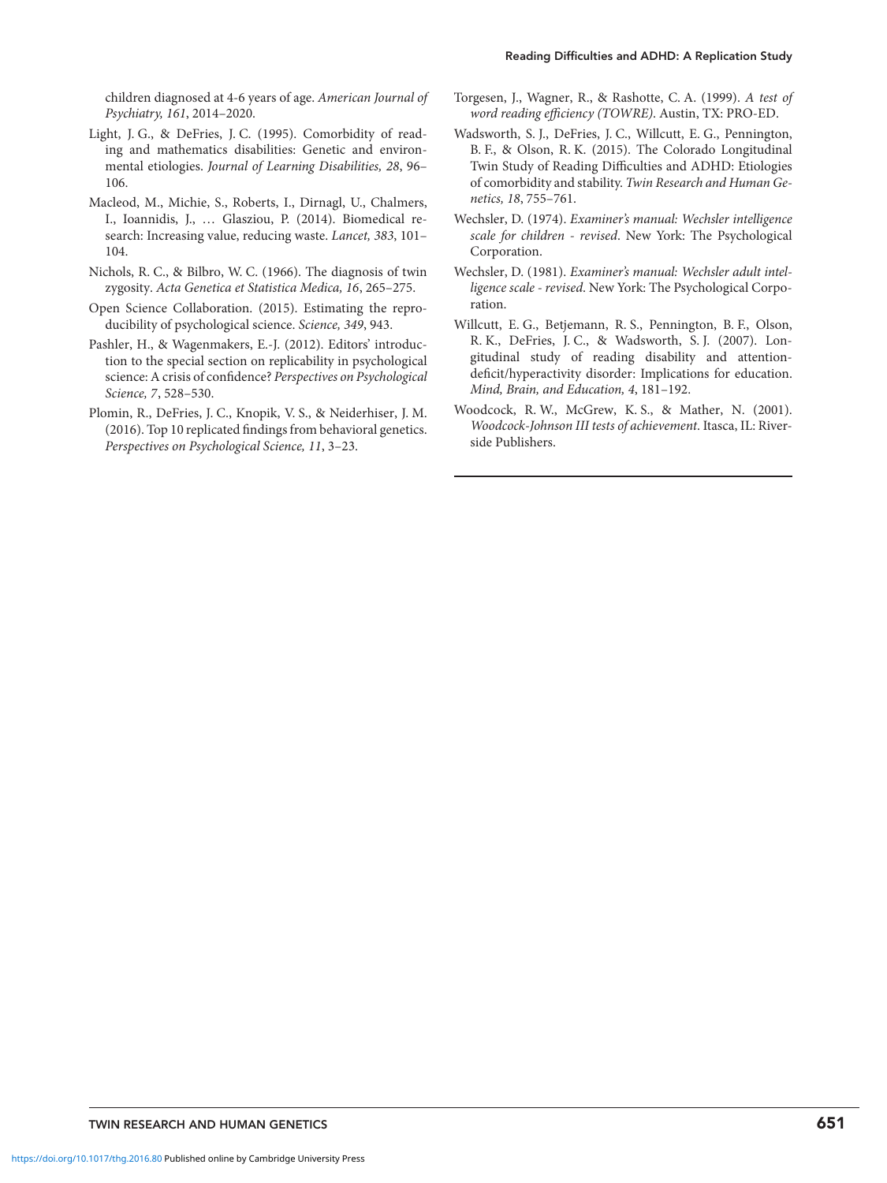children diagnosed at 4-6 years of age. *American Journal of Psychiatry, 161*, 2014–2020.

Light, J. G., & DeFries, J. C. (1995). Comorbidity of reading and mathematics disabilities: Genetic and environmental etiologies. *Journal of Learning Disabilities, 28*, 96–106.

Macleod, M., Michie, S., Roberts, I., Dirnagl, U., Chalmers, I., Ioannidis, J., … Glasziou, P. (2014). Biomedical research: Increasing value, reducing waste. *Lancet, 383*, 101–104.

Nichols, R. C., & Bilbro, W. C. (1966). The diagnosis of twin zygosity. *Acta Genetica et Statistica Medica, 16*, 265–275.

Open Science Collaboration. (2015). Estimating the reproducibility of psychological science. *Science, 349*, 943.

Pashler, H., & Wagenmakers, E.-J. (2012). Editors' introduction to the special section on replicability in psychological science: A crisis of confidence? *Perspectives on Psychological Science, 7*, 528–530.

Plomin, R., DeFries, J. C., Knopik, V. S., & Neiderhiser, J. M. (2016). Top 10 replicated findings from behavioral genetics. *Perspectives on Psychological Science, 11*, 3–23.

Torgesen, J., Wagner, R., & Rashotte, C. A. (1999). *A test of word reading efficiency (TOWRE)*. Austin, TX: PRO-ED.

Wadsworth, S. J., DeFries, J. C., Willcutt, E. G., Pennington, B. F., & Olson, R. K. (2015). The Colorado Longitudinal Twin Study of Reading Difficulties and ADHD: Etiologies of comorbidity and stability. *Twin Research and Human Genetics, 18*, 755–761.

Wechsler, D. (1974). *Examiner's manual: Wechsler intelligence scale for children - revised*. New York: The Psychological Corporation.

Wechsler, D. (1981). *Examiner's manual: Wechsler adult intelligence scale - revised*. New York: The Psychological Corporation.

Willcutt, E. G., Betjemann, R. S., Pennington, B. F., Olson, R. K., DeFries, J. C., & Wadsworth, S. J. (2007). Longitudinal study of reading disability and attention-deficit/hyperactivity disorder: Implications for education. *Mind, Brain, and Education, 4*, 181–192.

Woodcock, R. W., McGrew, K. S., & Mather, N. (2001). *Woodcock-Johnson III tests of achievement*. Itasca, IL: Riverside Publishers.